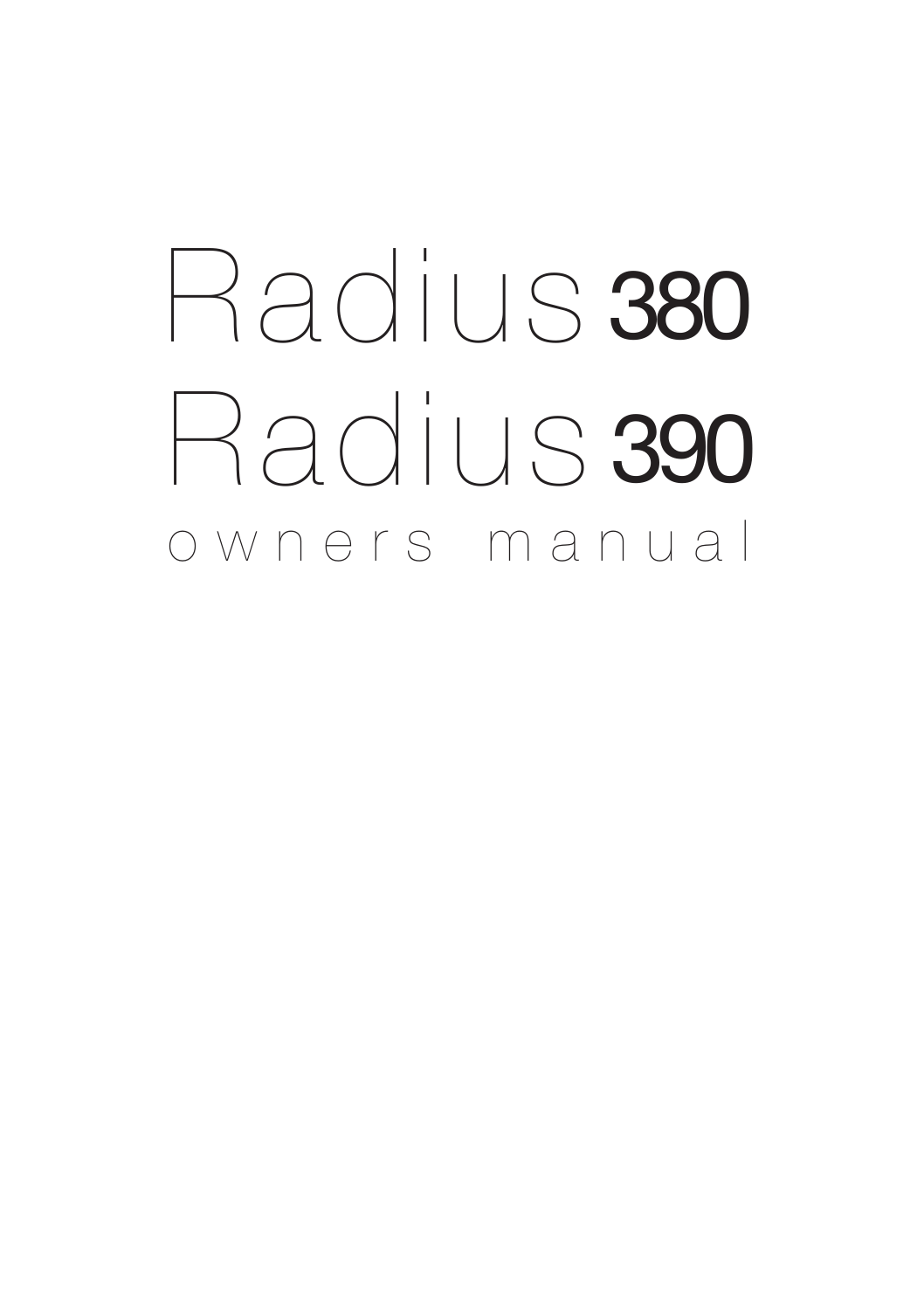# Radius 380
# Radius 390

owners manual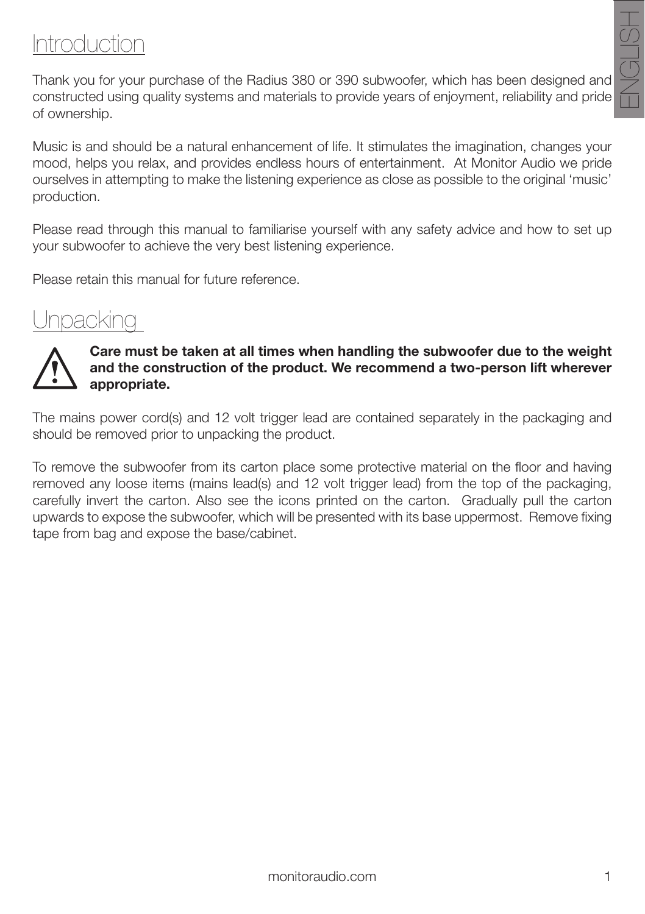# Introduction

Thank you for your purchase of the Radius 380 or 390 subwoofer, which has been designed and constructed using quality systems and materials to provide years of enjoyment, reliability and pride of ownership.

Music is and should be a natural enhancement of life. It stimulates the imagination, changes your mood, helps you relax, and provides endless hours of entertainment. At Monitor Audio we pride ourselves in attempting to make the listening experience as close as possible to the original 'music' production.

Please read through this manual to familiarise yourself with any safety advice and how to set up your subwoofer to achieve the very best listening experience.

Please retain this manual for future reference.

# Unpacking

**Care must be taken at all times when handling the subwoofer due to the weight and the construction of the product. We recommend a two-person lift wherever appropriate.**

The mains power cord(s) and 12 volt trigger lead are contained separately in the packaging and should be removed prior to unpacking the product.

To remove the subwoofer from its carton place some protective material on the floor and having removed any loose items (mains lead(s) and 12 volt trigger lead) from the top of the packaging, carefully invert the carton. Also see the icons printed on the carton. Gradually pull the carton upwards to expose the subwoofer, which will be presented with its base uppermost. Remove fixing tape from bag and expose the base/cabinet.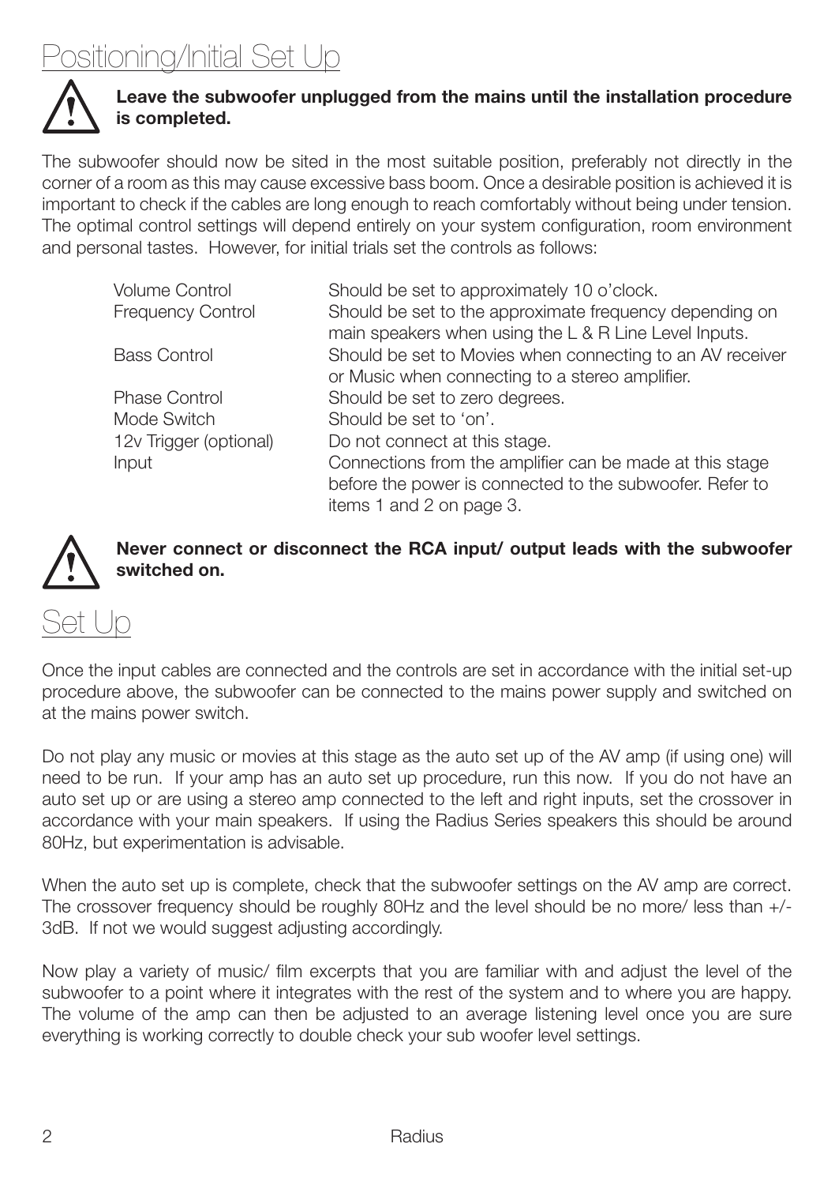# Positioning/Initial Set Up

**Leave the subwoofer unplugged from the mains until the installation procedure is completed.**

The subwoofer should now be sited in the most suitable position, preferably not directly in the corner of a room as this may cause excessive bass boom. Once a desirable position is achieved it is important to check if the cables are long enough to reach comfortably without being under tension. The optimal control settings will depend entirely on your system configuration, room environment and personal tastes. However, for initial trials set the controls as follows:

| | |
|---|---|
| Volume Control | Should be set to approximately 10 o'clock. |
| Frequency Control | Should be set to the approximate frequency depending on main speakers when using the L & R Line Level Inputs. |
| Bass Control | Should be set to Movies when connecting to an AV receiver or Music when connecting to a stereo amplifier. |
| Phase Control | Should be set to zero degrees. |
| Mode Switch | Should be set to 'on'. |
| 12v Trigger (optional) | Do not connect at this stage. |
| Input | Connections from the amplifier can be made at this stage before the power is connected to the subwoofer. Refer to items 1 and 2 on page 3. |

**Never connect or disconnect the RCA input/ output leads with the subwoofer switched on.**

# Set Up

Once the input cables are connected and the controls are set in accordance with the initial set-up procedure above, the subwoofer can be connected to the mains power supply and switched on at the mains power switch.

Do not play any music or movies at this stage as the auto set up of the AV amp (if using one) will need to be run. If your amp has an auto set up procedure, run this now. If you do not have an auto set up or are using a stereo amp connected to the left and right inputs, set the crossover in accordance with your main speakers. If using the Radius Series speakers this should be around 80Hz, but experimentation is advisable.

When the auto set up is complete, check that the subwoofer settings on the AV amp are correct. The crossover frequency should be roughly 80Hz and the level should be no more/ less than +/- 3dB. If not we would suggest adjusting accordingly.

Now play a variety of music/ film excerpts that you are familiar with and adjust the level of the subwoofer to a point where it integrates with the rest of the system and to where you are happy. The volume of the amp can then be adjusted to an average listening level once you are sure everything is working correctly to double check your sub woofer level settings.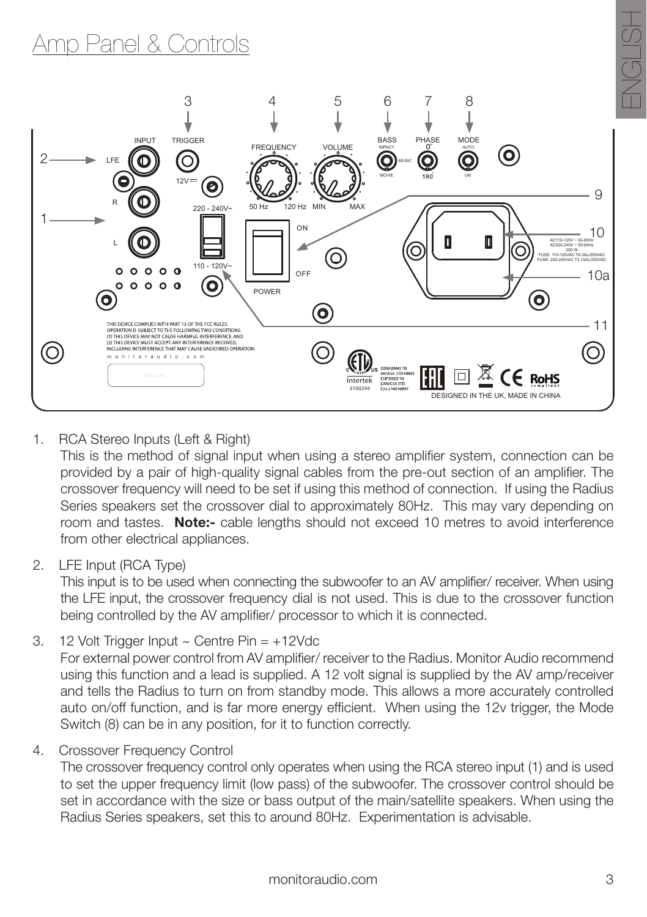# Amp Panel & Controls

1. RCA Stereo Inputs (Left & Right)
   This is the method of signal input when using a stereo amplifier system, connection can be provided by a pair of high-quality signal cables from the pre-out section of an amplifier. The crossover frequency will need to be set if using this method of connection. If using the Radius Series speakers set the crossover dial to approximately 80Hz. This may vary depending on room and tastes. **Note:-** cable lengths should not exceed 10 metres to avoid interference from other electrical appliances.

2. LFE Input (RCA Type)
   This input is to be used when connecting the subwoofer to an AV amplifier/ receiver. When using the LFE input, the crossover frequency dial is not used. This is due to the crossover function being controlled by the AV amplifier/ processor to which it is connected.

3. 12 Volt Trigger Input ~ Centre Pin = +12Vdc
   For external power control from AV amplifier/ receiver to the Radius. Monitor Audio recommend using this function and a lead is supplied. A 12 volt signal is supplied by the AV amp/receiver and tells the Radius to turn on from standby mode. This allows a more accurately controlled auto on/off function, and is far more energy efficient. When using the 12v trigger, the Mode Switch (8) can be in any position, for it to function correctly.

4. Crossover Frequency Control
   The crossover frequency control only operates when using the RCA stereo input (1) and is used to set the upper frequency limit (low pass) of the subwoofer. The crossover control should be set in accordance with the size or bass output of the main/satellite speakers. When using the Radius Series speakers, set this to around 80Hz. Experimentation is advisable.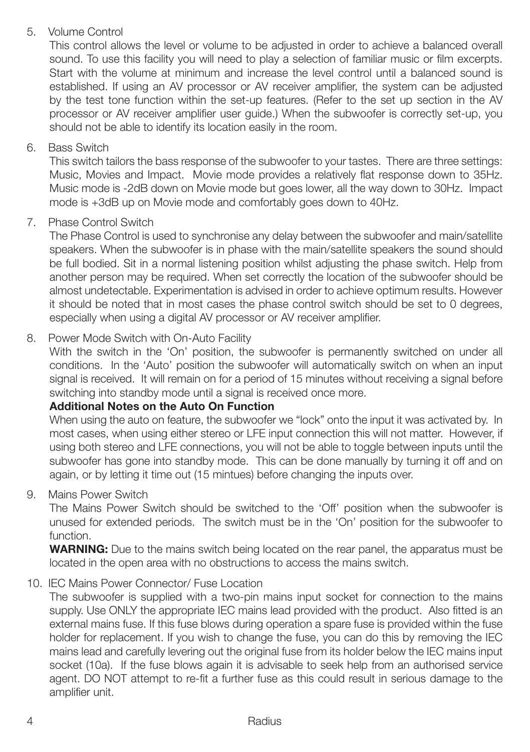5. Volume Control

   This control allows the level or volume to be adjusted in order to achieve a balanced overall sound. To use this facility you will need to play a selection of familiar music or film excerpts. Start with the volume at minimum and increase the level control until a balanced sound is established. If using an AV processor or AV receiver amplifier, the system can be adjusted by the test tone function within the set-up features. (Refer to the set up section in the AV processor or AV receiver amplifier user guide.) When the subwoofer is correctly set-up, you should not be able to identify its location easily in the room.

6. Bass Switch

   This switch tailors the bass response of the subwoofer to your tastes. There are three settings: Music, Movies and Impact. Movie mode provides a relatively flat response down to 35Hz. Music mode is -2dB down on Movie mode but goes lower, all the way down to 30Hz. Impact mode is +3dB up on Movie mode and comfortably goes down to 40Hz.

7. Phase Control Switch

   The Phase Control is used to synchronise any delay between the subwoofer and main/satellite speakers. When the subwoofer is in phase with the main/satellite speakers the sound should be full bodied. Sit in a normal listening position whilst adjusting the phase switch. Help from another person may be required. When set correctly the location of the subwoofer should be almost undetectable. Experimentation is advised in order to achieve optimum results. However it should be noted that in most cases the phase control switch should be set to 0 degrees, especially when using a digital AV processor or AV receiver amplifier.

8. Power Mode Switch with On-Auto Facility

   With the switch in the 'On' position, the subwoofer is permanently switched on under all conditions. In the 'Auto' position the subwoofer will automatically switch on when an input signal is received. It will remain on for a period of 15 minutes without receiving a signal before switching into standby mode until a signal is received once more.

   **Additional Notes on the Auto On Function**

   When using the auto on feature, the subwoofer we "lock" onto the input it was activated by. In most cases, when using either stereo or LFE input connection this will not matter. However, if using both stereo and LFE connections, you will not be able to toggle between inputs until the subwoofer has gone into standby mode. This can be done manually by turning it off and on again, or by letting it time out (15 mintues) before changing the inputs over.

9. Mains Power Switch

   The Mains Power Switch should be switched to the 'Off' position when the subwoofer is unused for extended periods. The switch must be in the 'On' position for the subwoofer to function.

   **WARNING:** Due to the mains switch being located on the rear panel, the apparatus must be located in the open area with no obstructions to access the mains switch.

10. IEC Mains Power Connector/ Fuse Location

    The subwoofer is supplied with a two-pin mains input socket for connection to the mains supply. Use ONLY the appropriate IEC mains lead provided with the product. Also fitted is an external mains fuse. If this fuse blows during operation a spare fuse is provided within the fuse holder for replacement. If you wish to change the fuse, you can do this by removing the IEC mains lead and carefully levering out the original fuse from its holder below the IEC mains input socket (10a). If the fuse blows again it is advisable to seek help from an authorised service agent. DO NOT attempt to re-fit a further fuse as this could result in serious damage to the amplifier unit.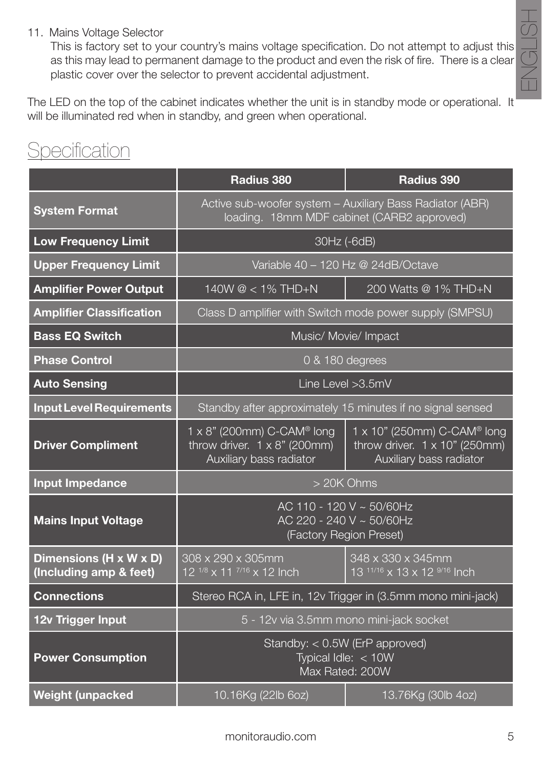11. Mains Voltage Selector
    This is factory set to your country's mains voltage specification. Do not attempt to adjust this as this may lead to permanent damage to the product and even the risk of fire. There is a clear plastic cover over the selector to prevent accidental adjustment.

The LED on the top of the cabinet indicates whether the unit is in standby mode or operational. It will be illuminated red when in standby, and green when operational.

## Specification

| | Radius 380 | Radius 390 |
|---|---|---|
| **System Format** | Active sub-woofer system – Auxiliary Bass Radiator (ABR) loading. 18mm MDF cabinet (CARB2 approved) | |
| **Low Frequency Limit** | 30Hz (-6dB) | |
| **Upper Frequency Limit** | Variable 40 – 120 Hz @ 24dB/Octave | |
| **Amplifier Power Output** | 140W @ < 1% THD+N | 200 Watts @ 1% THD+N |
| **Amplifier Classification** | Class D amplifier with Switch mode power supply (SMPSU) | |
| **Bass EQ Switch** | Music/ Movie/ Impact | |
| **Phase Control** | 0 & 180 degrees | |
| **Auto Sensing** | Line Level >3.5mV | |
| **Input Level Requirements** | Standby after approximately 15 minutes if no signal sensed | |
| **Driver Compliment** | 1 x 8" (200mm) C-CAM® long throw driver. 1 x 8" (200mm) Auxiliary bass radiator | 1 x 10" (250mm) C-CAM® long throw driver. 1 x 10" (250mm) Auxiliary bass radiator |
| **Input Impedance** | > 20K Ohms | |
| **Mains Input Voltage** | AC 110 - 120 V ~ 50/60Hz<br>AC 220 - 240 V ~ 50/60Hz<br>(Factory Region Preset) | |
| **Dimensions (H x W x D) (Including amp & feet)** | 308 x 290 x 305mm<br>12 1/8 x 11 7/16 x 12 Inch | 348 x 330 x 345mm<br>13 11/16 x 13 x 12 9/16 Inch |
| **Connections** | Stereo RCA in, LFE in, 12v Trigger in (3.5mm mono mini-jack) | |
| **12v Trigger Input** | 5 - 12v via 3.5mm mono mini-jack socket | |
| **Power Consumption** | Standby: < 0.5W (ErP approved)<br>Typical Idle: < 10W<br>Max Rated: 200W | |
| **Weight (unpacked** | 10.16Kg (22lb 6oz) | 13.76Kg (30lb 4oz) |

monitoraudio.com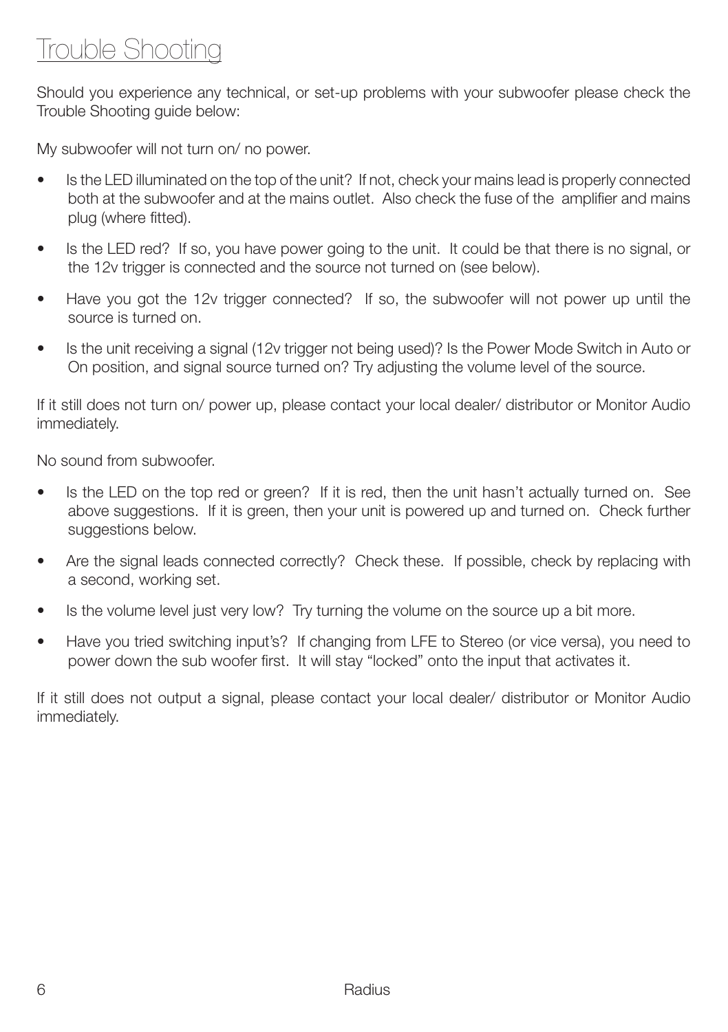# Trouble Shooting

Should you experience any technical, or set-up problems with your subwoofer please check the Trouble Shooting guide below:

My subwoofer will not turn on/ no power.

- Is the LED illuminated on the top of the unit? If not, check your mains lead is properly connected both at the subwoofer and at the mains outlet. Also check the fuse of the amplifier and mains plug (where fitted).
- Is the LED red? If so, you have power going to the unit. It could be that there is no signal, or the 12v trigger is connected and the source not turned on (see below).
- Have you got the 12v trigger connected? If so, the subwoofer will not power up until the source is turned on.
- Is the unit receiving a signal (12v trigger not being used)? Is the Power Mode Switch in Auto or On position, and signal source turned on? Try adjusting the volume level of the source.

If it still does not turn on/ power up, please contact your local dealer/ distributor or Monitor Audio immediately.

No sound from subwoofer.

- Is the LED on the top red or green? If it is red, then the unit hasn't actually turned on. See above suggestions. If it is green, then your unit is powered up and turned on. Check further suggestions below.
- Are the signal leads connected correctly? Check these. If possible, check by replacing with a second, working set.
- Is the volume level just very low? Try turning the volume on the source up a bit more.
- Have you tried switching input's? If changing from LFE to Stereo (or vice versa), you need to power down the sub woofer first. It will stay "locked" onto the input that activates it.

If it still does not output a signal, please contact your local dealer/ distributor or Monitor Audio immediately.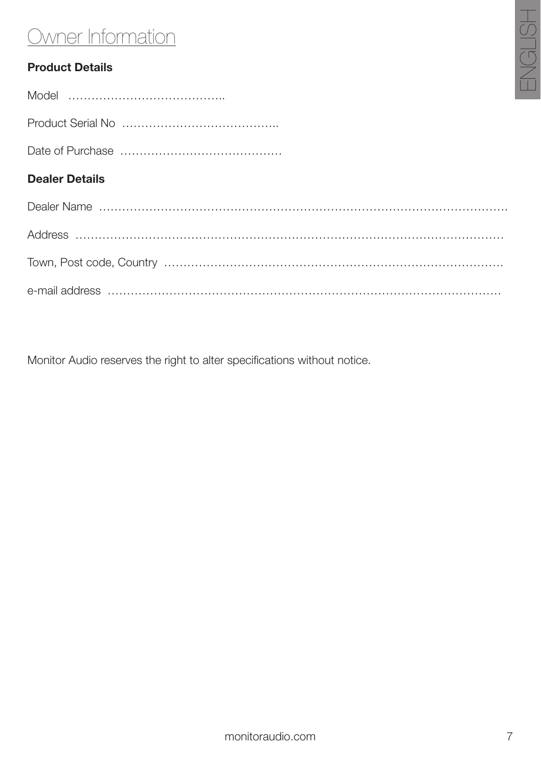# Owner Information

**Product Details**

Model …………………………………..

Product Serial No …………………………………..

Date of Purchase ……………………………………

**Dealer Details**

Dealer Name ……………………………………………………………………………………………

Address ……………………………………………………………………………………………

Town, Post code, Country ……………………………………………………………………………

e-mail address ……………………………………………………………………………………

Monitor Audio reserves the right to alter specifications without notice.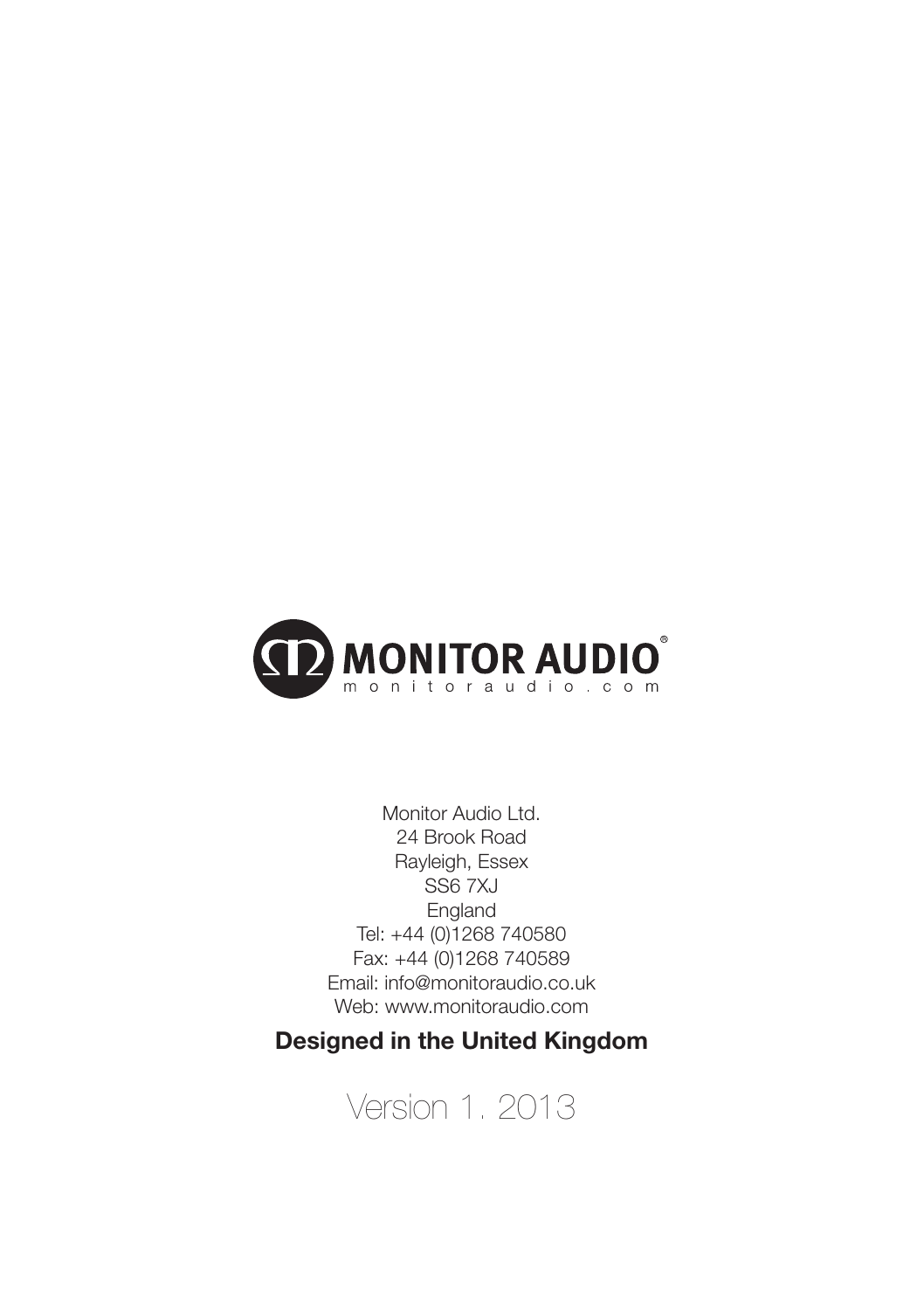MONITOR AUDIO®
m o n i t o r a u d i o . c o m

Monitor Audio Ltd.
24 Brook Road
Rayleigh, Essex
SS6 7XJ
England
Tel: +44 (0)1268 740580
Fax: +44 (0)1268 740589
Email: info@monitoraudio.co.uk
Web: www.monitoraudio.com

**Designed in the United Kingdom**

Version 1. 2013